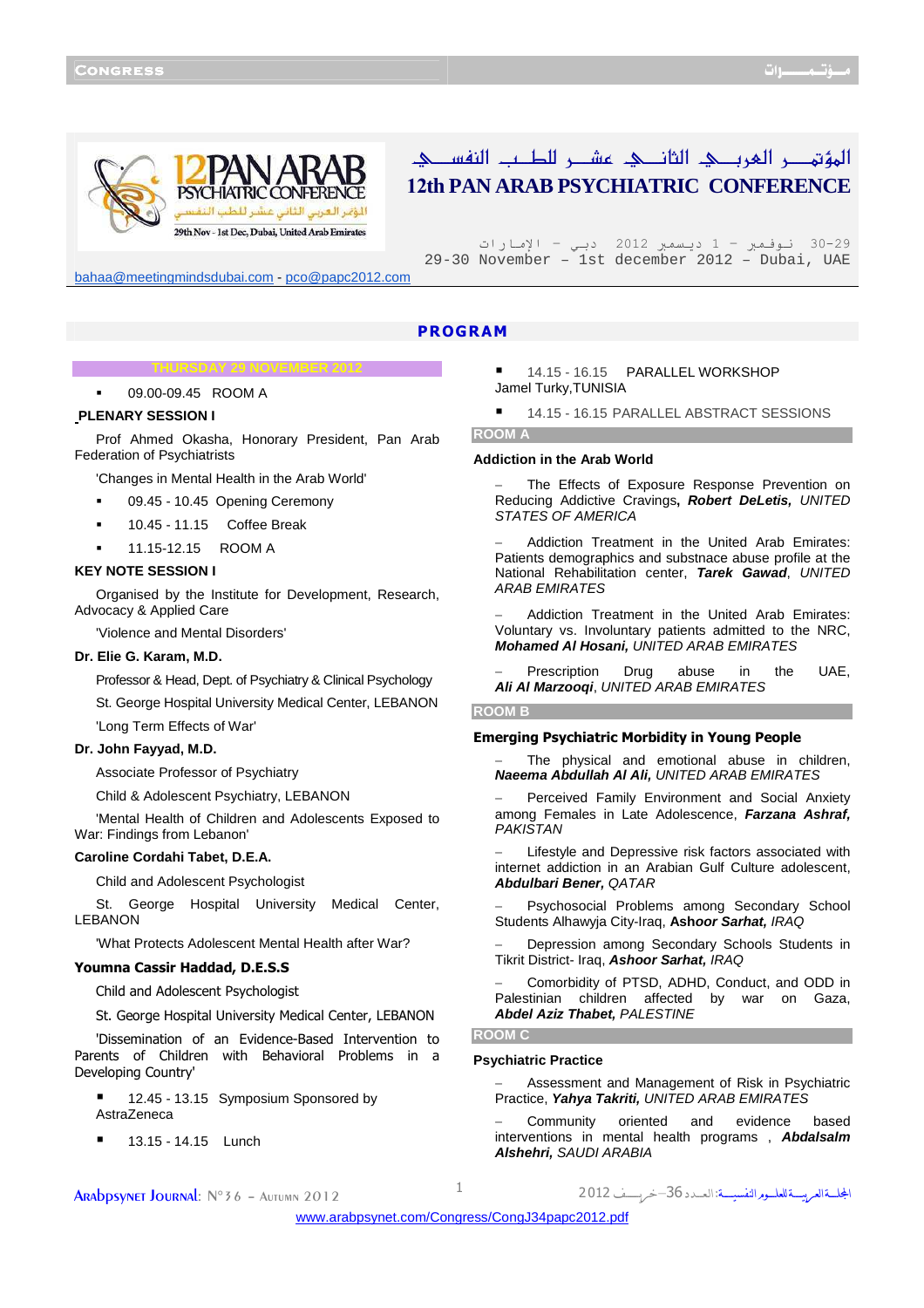# المؤتمـــر العربـــي الثانـــي عشـــر للطـــب النفســـي

# 12th PAN ARAB PSYCHIATRIC CONFERENCE

29-30 نـوفمبر – 1 ديسمبر 2012 دبـي – الإمـارات

29-30 November – 1st december 2012 – Dubai, UAE

bahaa@meetingmindsdubai.com - pco@papc2012.com

## PROGRAM

### THURSDAY 29 NOVEMBER 2012

- 09.00-09.45 ROOM A

**PLENARY SESSION I**

Prof Ahmed Okasha, Honorary President, Pan Arab Federation of Psychiatrists

'Changes in Mental Health in the Arab World'

- 09.45 - 10.45 Opening Ceremony
- 10.45 - 11.15 Coffee Break
- 11.15-12.15 ROOM A

**KEY NOTE SESSION I**

Organised by the Institute for Development, Research, Advocacy & Applied Care

'Violence and Mental Disorders'

**Dr. Elie G. Karam, M.D.**

Professor & Head, Dept. of Psychiatry & Clinical Psychology

St. George Hospital University Medical Center, LEBANON

'Long Term Effects of War'

**Dr. John Fayyad, M.D.**

Associate Professor of Psychiatry

Child & Adolescent Psychiatry, LEBANON

'Mental Health of Children and Adolescents Exposed to War: Findings from Lebanon'

**Caroline Cordahi Tabet, D.E.A.**

Child and Adolescent Psychologist

St. George Hospital University Medical Center, LEBANON

'What Protects Adolescent Mental Health after War?

**Youmna Cassir Haddad, D.E.S.S**

Child and Adolescent Psychologist

St. George Hospital University Medical Center, LEBANON

'Dissemination of an Evidence-Based Intervention to Parents of Children with Behavioral Problems in a Developing Country'

- 12.45 - 13.15 Symposium Sponsored by AstraZeneca
- 13.15 - 14.15 Lunch
- 14.15 - 16.15 PARALLEL WORKSHOP Jamel Turky,TUNISIA
- 14.15 - 16.15 PARALLEL ABSTRACT SESSIONS

### ROOM A

**Addiction in the Arab World**

– The Effects of Exposure Response Prevention on Reducing Addictive Cravings, ***Robert DeLetis,*** *UNITED STATES OF AMERICA*

– Addiction Treatment in the United Arab Emirates: Patients demographics and substnace abuse profile at the National Rehabilitation center, ***Tarek Gawad***, *UNITED ARAB EMIRATES*

– Addiction Treatment in the United Arab Emirates: Voluntary vs. Involuntary patients admitted to the NRC, ***Mohamed Al Hosani,*** *UNITED ARAB EMIRATES*

– Prescription Drug abuse in the UAE, ***Ali Al Marzooqi***, *UNITED ARAB EMIRATES*

### ROOM B

**Emerging Psychiatric Morbidity in Young People**

– The physical and emotional abuse in children, ***Naeema Abdullah Al Ali,*** *UNITED ARAB EMIRATES*

– Perceived Family Environment and Social Anxiety among Females in Late Adolescence, ***Farzana Ashraf,*** *PAKISTAN*

– Lifestyle and Depressive risk factors associated with internet addiction in an Arabian Gulf Culture adolescent, ***Abdulbari Bener,*** *QATAR*

– Psychosocial Problems among Secondary School Students Alhawyja City-Iraq, **Ash*oor Sarhat,*** *IRAQ*

– Depression among Secondary Schools Students in Tikrit District- Iraq, ***Ashoor Sarhat,*** *IRAQ*

– Comorbidity of PTSD, ADHD, Conduct, and ODD in Palestinian children affected by war on Gaza, ***Abdel Aziz Thabet,*** *PALESTINE*

### ROOM C

**Psychiatric Practice**

– Assessment and Management of Risk in Psychiatric Practice, ***Yahya Takriti,*** *UNITED ARAB EMIRATES*

– Community oriented and evidence based interventions in mental health programs , ***Abdalsalm Alshehri,*** *SAUDI ARABIA*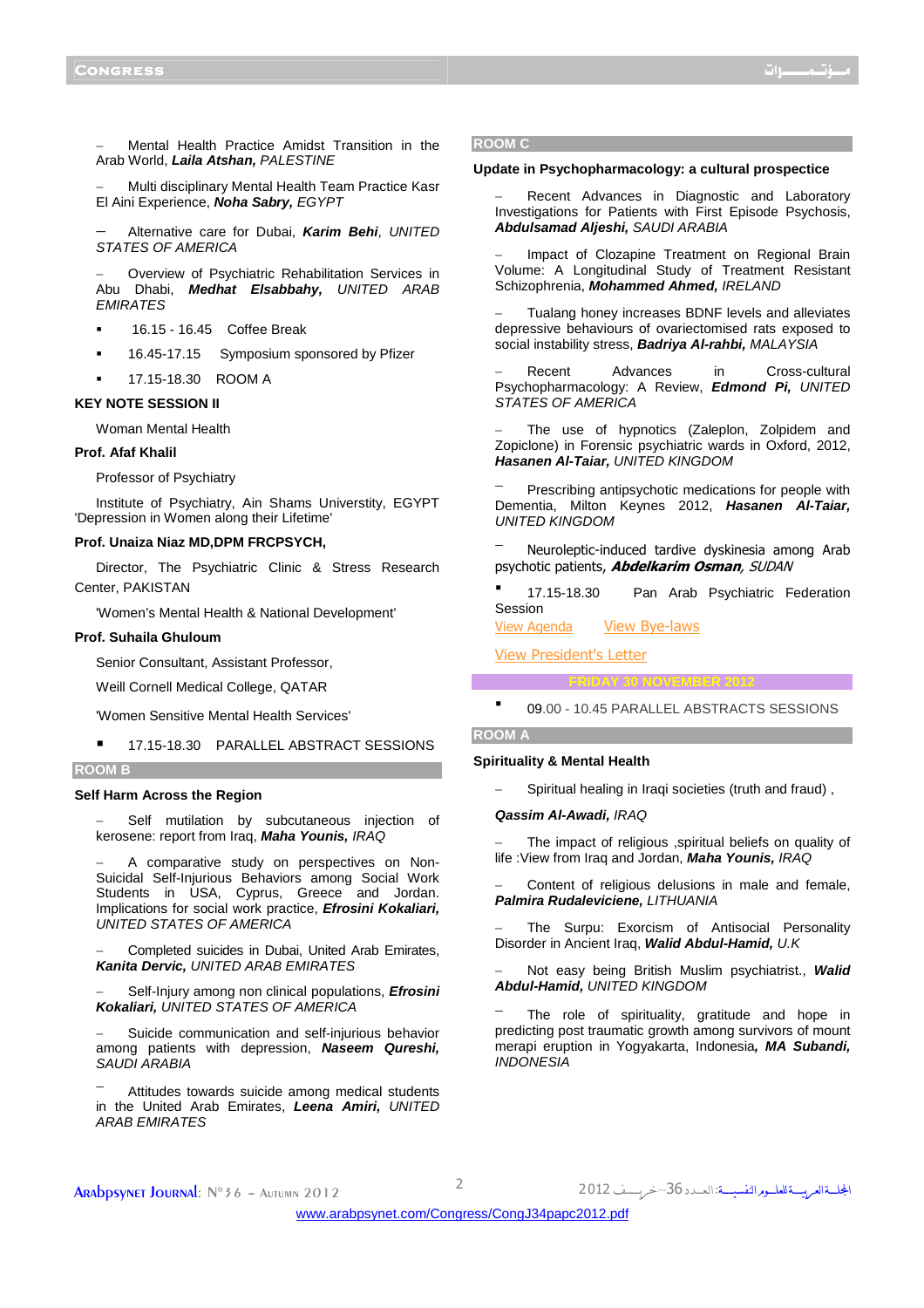– Mental Health Practice Amidst Transition in the Arab World, ***Laila Atshan,*** *PALESTINE*

– Multi disciplinary Mental Health Team Practice Kasr El Aini Experience, ***Noha Sabry,*** *EGYPT*

– Alternative care for Dubai, ***Karim Behi***, *UNITED STATES OF AMERICA*

– Overview of Psychiatric Rehabilitation Services in Abu Dhabi, ***Medhat Elsabbahy,*** *UNITED ARAB EMIRATES*

- 16.15 - 16.45 Coffee Break
- 16.45-17.15 Symposium sponsored by Pfizer
- 17.15-18.30 ROOM A

**KEY NOTE SESSION II**

Woman Mental Health

**Prof. Afaf Khalil**

Professor of Psychiatry

Institute of Psychiatry, Ain Shams Universtity, EGYPT 'Depression in Women along their Lifetime'

**Prof. Unaiza Niaz MD,DPM FRCPSYCH,**

Director, The Psychiatric Clinic & Stress Research Center, PAKISTAN

'Women's Mental Health & National Development'

**Prof. Suhaila Ghuloum**

Senior Consultant, Assistant Professor,

Weill Cornell Medical College, QATAR

'Women Sensitive Mental Health Services'

- 17.15-18.30 PARALLEL ABSTRACT SESSIONS

## ROOM B

**Self Harm Across the Region**

– Self mutilation by subcutaneous injection of kerosene: report from Iraq, ***Maha Younis,*** *IRAQ*

– A comparative study on perspectives on Non-Suicidal Self-Injurious Behaviors among Social Work Students in USA, Cyprus, Greece and Jordan. Implications for social work practice, ***Efrosini Kokaliari,*** *UNITED STATES OF AMERICA*

– Completed suicides in Dubai, United Arab Emirates, ***Kanita Dervic,*** *UNITED ARAB EMIRATES*

– Self-Injury among non clinical populations, ***Efrosini Kokaliari,*** *UNITED STATES OF AMERICA*

– Suicide communication and self-injurious behavior among patients with depression, ***Naseem Qureshi,*** *SAUDI ARABIA*

– Attitudes towards suicide among medical students in the United Arab Emirates, ***Leena Amiri,*** *UNITED ARAB EMIRATES*

## ROOM C

**Update in Psychopharmacology: a cultural prospective**

– Recent Advances in Diagnostic and Laboratory Investigations for Patients with First Episode Psychosis, ***Abdulsamad Aljeshi,*** *SAUDI ARABIA*

– Impact of Clozapine Treatment on Regional Brain Volume: A Longitudinal Study of Treatment Resistant Schizophrenia, ***Mohammed Ahmed,*** *IRELAND*

– Tualang honey increases BDNF levels and alleviates depressive behaviours of ovariectomised rats exposed to social instability stress, ***Badriya Al-rahbi,*** *MALAYSIA*

– Recent Advances in Cross-cultural Psychopharmacology: A Review, ***Edmond Pi,*** *UNITED STATES OF AMERICA*

– The use of hypnotics (Zaleplon, Zolpidem and Zopiclone) in Forensic psychiatric wards in Oxford, 2012, ***Hasanen Al-Taiar,*** *UNITED KINGDOM*

– Prescribing antipsychotic medications for people with Dementia, Milton Keynes 2012, ***Hasanen Al-Taiar,*** *UNITED KINGDOM*

– Neuroleptic-induced tardive dyskinesia among Arab psychotic patients, ***Abdelkarim Osman,*** *SUDAN*

- 17.15-18.30 Pan Arab Psychiatric Federation Session

View Agenda View Bye-laws

View President's Letter

## FRIDAY 30 NOVEMBER 2012

- 09.00 - 10.45 PARALLEL ABSTRACTS SESSIONS

## ROOM A

**Spirituality & Mental Health**

– Spiritual healing in Iraqi societies (truth and fraud) ,

***Qassim Al-Awadi,*** *IRAQ*

– The impact of religious ,spiritual beliefs on quality of life :View from Iraq and Jordan, ***Maha Younis,*** *IRAQ*

– Content of religious delusions in male and female, ***Palmira Rudaleviciene,*** *LITHUANIA*

– The Surpu: Exorcism of Antisocial Personality Disorder in Ancient Iraq, ***Walid Abdul-Hamid,*** *U.K*

– Not easy being British Muslim psychiatrist., ***Walid Abdul-Hamid,*** *UNITED KINGDOM*

– The role of spirituality, gratitude and hope in predicting post traumatic growth among survivors of mount merapi eruption in Yogyakarta, Indonesia, ***MA Subandi,*** *INDONESIA*

www.arabpsynet.com/Congress/CongJ34papc2012.pdf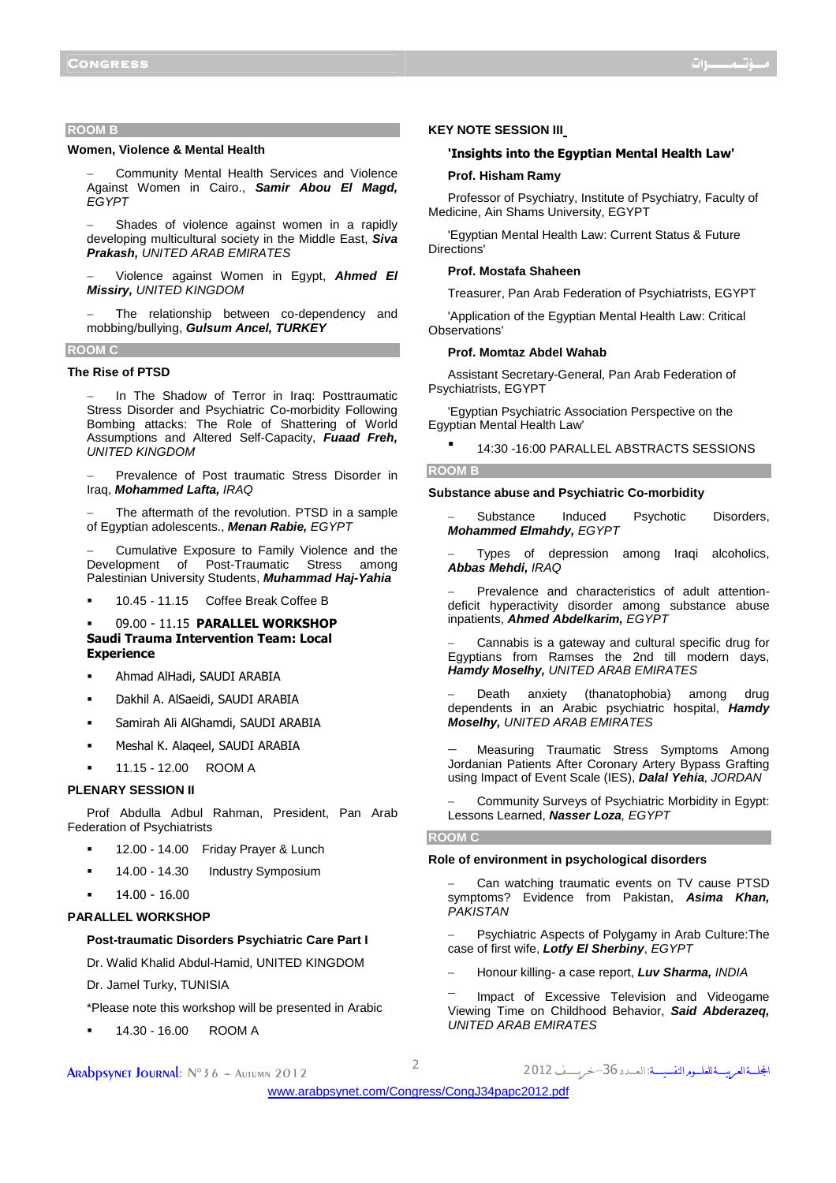### ROOM B

**Women, Violence & Mental Health**

- Community Mental Health Services and Violence Against Women in Cairo., ***Samir Abou El Magd,*** *EGYPT*
- Shades of violence against women in a rapidly developing multicultural society in the Middle East, ***Siva Prakash,*** *UNITED ARAB EMIRATES*
- Violence against Women in Egypt, ***Ahmed El Missiry,*** *UNITED KINGDOM*
- The relationship between co-dependency and mobbing/bullying, ***Gulsum Ancel, TURKEY***

### ROOM C

**The Rise of PTSD**

- In The Shadow of Terror in Iraq: Posttraumatic Stress Disorder and Psychiatric Co-morbidity Following Bombing attacks: The Role of Shattering of World Assumptions and Altered Self-Capacity, ***Fuaad Freh,*** *UNITED KINGDOM*
- Prevalence of Post traumatic Stress Disorder in Iraq, ***Mohammed Lafta,*** *IRAQ*
- The aftermath of the revolution. PTSD in a sample of Egyptian adolescents., ***Menan Rabie,*** *EGYPT*
- Cumulative Exposure to Family Violence and the Development of Post-Traumatic Stress among Palestinian University Students, ***Muhammad Haj-Yahia***

- 10.45 - 11.15 Coffee Break Coffee B
- 09.00 - 11.15 **PARALLEL WORKSHOP**

**Saudi Trauma Intervention Team: Local Experience**

- Ahmad AlHadi, SAUDI ARABIA
- Dakhil A. AlSaeidi, SAUDI ARABIA
- Samirah Ali AlGhamdi, SAUDI ARABIA
- Meshal K. Alaqeel, SAUDI ARABIA
- 11.15 - 12.00 ROOM A

**PLENARY SESSION II**

Prof Abdulla Adbul Rahman, President, Pan Arab Federation of Psychiatrists

- 12.00 - 14.00 Friday Prayer & Lunch
- 14.00 - 14.30 Industry Symposium
- 14.00 - 16.00

**PARALLEL WORKSHOP**

**Post-traumatic Disorders Psychiatric Care Part I**

Dr. Walid Khalid Abdul-Hamid, UNITED KINGDOM

Dr. Jamel Turky, TUNISIA

*Please note this workshop will be presented in Arabic

- 14.30 - 16.00 ROOM A

**KEY NOTE SESSION III**

**'Insights into the Egyptian Mental Health Law'**

**Prof. Hisham Ramy**

Professor of Psychiatry, Institute of Psychiatry, Faculty of Medicine, Ain Shams University, EGYPT

'Egyptian Mental Health Law: Current Status & Future Directions'

**Prof. Mostafa Shaheen**

Treasurer, Pan Arab Federation of Psychiatrists, EGYPT

'Application of the Egyptian Mental Health Law: Critical Observations'

**Prof. Momtaz Abdel Wahab**

Assistant Secretary-General, Pan Arab Federation of Psychiatrists, EGYPT

'Egyptian Psychiatric Association Perspective on the Egyptian Mental Health Law'

- 14:30 -16:00 PARALLEL ABSTRACTS SESSIONS

### ROOM B

**Substance abuse and Psychiatric Co-morbidity**

- Substance Induced Psychotic Disorders, ***Mohammed Elmahdy,*** *EGYPT*
- Types of depression among Iraqi alcoholics, ***Abbas Mehdi,*** *IRAQ*
- Prevalence and characteristics of adult attention-deficit hyperactivity disorder among substance abuse inpatients, ***Ahmed Abdelkarim,*** *EGYPT*
- Cannabis is a gateway and cultural specific drug for Egyptians from Ramses the 2nd till modern days, ***Hamdy Moselhy,*** *UNITED ARAB EMIRATES*
- Death anxiety (thanatophobia) among drug dependents in an Arabic psychiatric hospital, ***Hamdy Moselhy,*** *UNITED ARAB EMIRATES*
- Measuring Traumatic Stress Symptoms Among Jordanian Patients After Coronary Artery Bypass Grafting using Impact of Event Scale (IES), ***Dalal Yehia***, *JORDAN*
- Community Surveys of Psychiatric Morbidity in Egypt: Lessons Learned, ***Nasser Loza***, *EGYPT*

### ROOM C

**Role of environment in psychological disorders**

- Can watching traumatic events on TV cause PTSD symptoms? Evidence from Pakistan, ***Asima Khan,*** *PAKISTAN*
- Psychiatric Aspects of Polygamy in Arab Culture:The case of first wife, ***Lotfy El Sherbiny***, *EGYPT*
- Honour killing- a case report, ***Luv Sharma,*** *INDIA*
- Impact of Excessive Television and Videogame Viewing Time on Childhood Behavior, ***Said Abderazeq,*** *UNITED ARAB EMIRATES*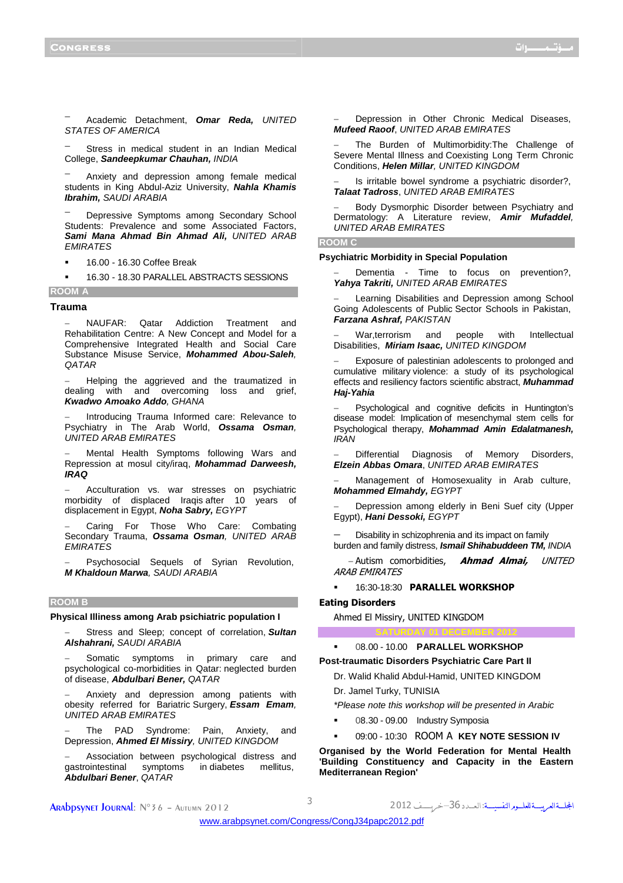- Academic Detachment, ***Omar Reda,*** *UNITED STATES OF AMERICA*
- Stress in medical student in an Indian Medical College, ***Sandeepkumar Chauhan,*** *INDIA*
- Anxiety and depression among female medical students in King Abdul-Aziz University, ***Nahla Khamis Ibrahim,*** *SAUDI ARABIA*
- Depressive Symptoms among Secondary School Students: Prevalence and some Associated Factors, ***Sami Mana Ahmad Bin Ahmad Ali,*** *UNITED ARAB EMIRATES*

- 16.00 - 16.30 Coffee Break
- 16.30 - 18.30 PARALLEL ABSTRACTS SESSIONS

**ROOM A**

**Trauma**

- NAUFAR: Qatar Addiction Treatment and Rehabilitation Centre: A New Concept and Model for a Comprehensive Integrated Health and Social Care Substance Misuse Service, ***Mohammed Abou-Saleh***, *QATAR*
- Helping the aggrieved and the traumatized in dealing with and overcoming loss and grief, ***Kwadwo Amoako Addo***, *GHANA*
- Introducing Trauma Informed care: Relevance to Psychiatry in The Arab World, ***Ossama Osman***, *UNITED ARAB EMIRATES*
- Mental Health Symptoms following Wars and Repression at mosul city/iraq, ***Mohammad Darweesh, IRAQ***
- Acculturation vs. war stresses on psychiatric morbidity of displaced Iraqis after 10 years of displacement in Egypt, ***Noha Sabry,*** *EGYPT*
- Caring For Those Who Care: Combating Secondary Trauma, ***Ossama Osman***, *UNITED ARAB EMIRATES*
- Psychosocial Sequels of Syrian Revolution, ***M Khaldoun Marwa***, *SAUDI ARABIA*

**ROOM B**

**Physical Illiness among Arab psichiatric population I**

- Stress and Sleep; concept of correlation, ***Sultan Alshahrani,*** *SAUDI ARABIA*
- Somatic symptoms in primary care and psychological co-morbidities in Qatar: neglected burden of disease, ***Abdulbari Bener,*** *QATAR*
- Anxiety and depression among patients with obesity referred for Bariatric Surgery, ***Essam Emam***, *UNITED ARAB EMIRATES*
- The PAD Syndrome: Pain, Anxiety, and Depression, ***Ahmed El Missiry***, *UNITED KINGDOM*
- Association between psychological distress and gastrointestinal symptoms in diabetes mellitus, ***Abdulbari Bener***, *QATAR*
- Depression in Other Chronic Medical Diseases, ***Mufeed Raoof***, *UNITED ARAB EMIRATES*
- The Burden of Multimorbidity:The Challenge of Severe Mental Illness and Coexisting Long Term Chronic Conditions, ***Helen Millar***, *UNITED KINGDOM*
- Is irritable bowel syndrome a psychiatric disorder?, ***Talaat Tadross***, *UNITED ARAB EMIRATES*
- Body Dysmorphic Disorder between Psychiatry and Dermatology: A Literature review, ***Amir Mufaddel***, *UNITED ARAB EMIRATES*

**ROOM C**

**Psychiatric Morbidity in Special Population**

- Dementia - Time to focus on prevention?, ***Yahya Takriti,*** *UNITED ARAB EMIRATES*
- Learning Disabilities and Depression among School Going Adolescents of Public Sector Schools in Pakistan, ***Farzana Ashraf,*** *PAKISTAN*
- War,terrorism and people with Intellectual Disabilities, ***Miriam Isaac,*** *UNITED KINGDOM*
- Exposure of palestinian adolescents to prolonged and cumulative military violence: a study of its psychological effects and resiliency factors scientific abstract, ***Muhammad Haj-Yahia***
- Psychological and cognitive deficits in Huntington's disease model: Implication of mesenchymal stem cells for Psychological therapy, ***Mohammad Amin Edalatmanesh,*** *IRAN*
- Differential Diagnosis of Memory Disorders, ***Elzein Abbas Omara***, *UNITED ARAB EMIRATES*
- Management of Homosexuality in Arab culture, ***Mohammed Elmahdy,*** *EGYPT*
- Depression among elderly in Beni Suef city (Upper Egypt), ***Hani Dessoki,*** *EGYPT*
- Disability in schizophrenia and its impact on family burden and family distress, ***Ismail Shihabuddeen TM,*** *INDIA*
- Autism comorbidities, ***Ahmad Almai,*** *UNITED ARAB EMIRATES*

- 16:30-18:30 **PARALLEL WORKSHOP**

**Eating Disorders**

Ahmed El Missiry, UNITED KINGDOM

**SATURDAY 01 DECEMBER 2012**

- 08.00 - 10.00 **PARALLEL WORKSHOP**

**Post-traumatic Disorders Psychiatric Care Part II**

Dr. Walid Khalid Abdul-Hamid, UNITED KINGDOM

Dr. Jamel Turky, TUNISIA

*\*Please note this workshop will be presented in Arabic*

- 08.30 - 09.00 Industry Symposia
- 09:00 - 10:30 ROOM A **KEY NOTE SESSION IV**

**Organised by the World Federation for Mental Health 'Building Constituency and Capacity in the Eastern Mediterranean Region'**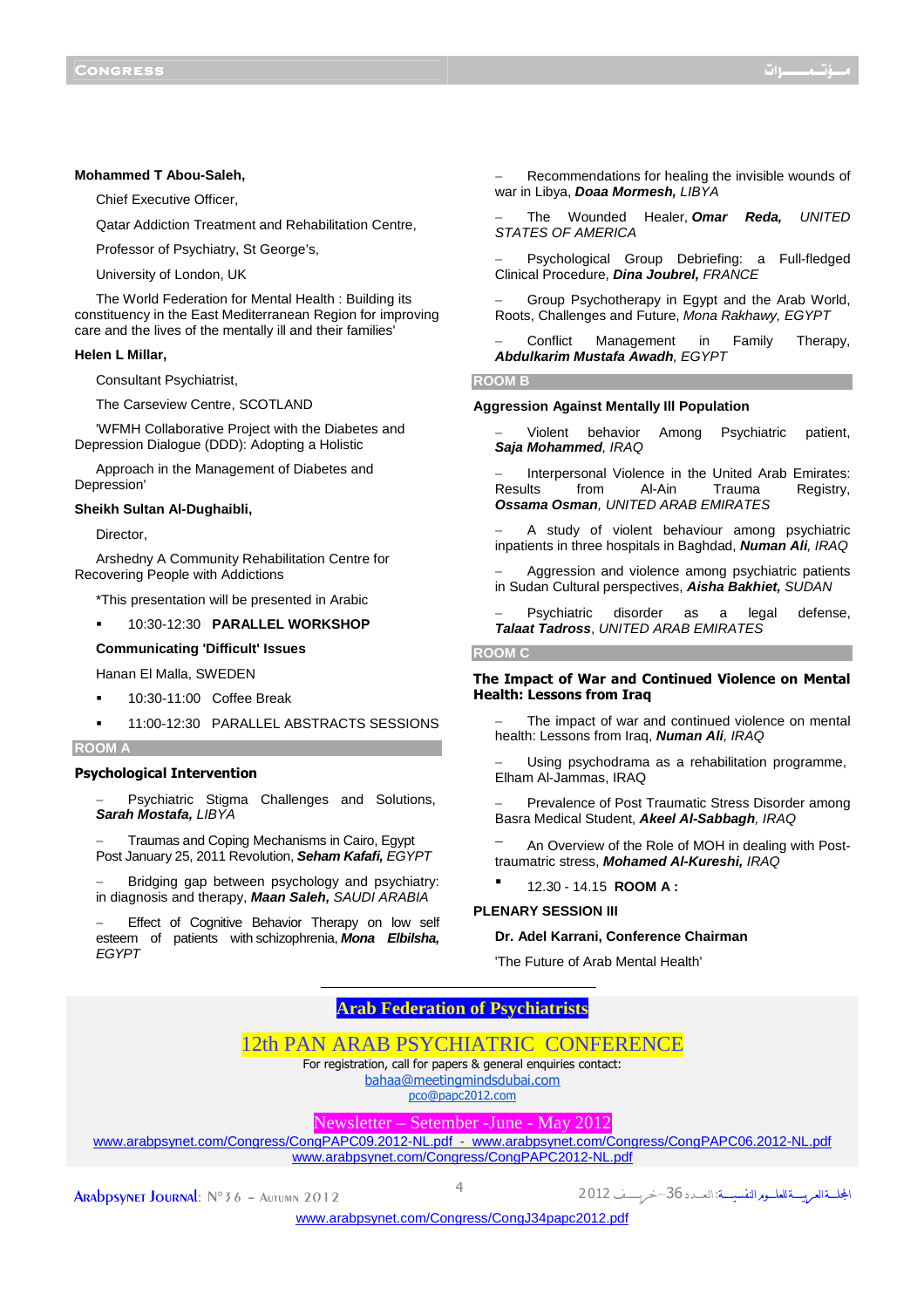**Mohammed T Abou-Saleh,**

Chief Executive Officer,

Qatar Addiction Treatment and Rehabilitation Centre,

Professor of Psychiatry, St George's,

University of London, UK

The World Federation for Mental Health : Building its constituency in the East Mediterranean Region for improving care and the lives of the mentally ill and their families'

**Helen L Millar,**

Consultant Psychiatrist,

The Carseview Centre, SCOTLAND

'WFMH Collaborative Project with the Diabetes and Depression Dialogue (DDD): Adopting a Holistic

Approach in the Management of Diabetes and Depression'

**Sheikh Sultan Al-Dughaibli,**

Director,

Arshedny A Community Rehabilitation Centre for Recovering People with Addictions

*This presentation will be presented in Arabic

- 10:30-12:30 **PARALLEL WORKSHOP**

**Communicating 'Difficult' Issues**

Hanan El Malla, SWEDEN

- 10:30-11:00 Coffee Break
- 11:00-12:30 PARALLEL ABSTRACTS SESSIONS

## ROOM A

**Psychological Intervention**

– Psychiatric Stigma Challenges and Solutions, ***Sarah Mostafa,*** *LIBYA*

– Traumas and Coping Mechanisms in Cairo, Egypt Post January 25, 2011 Revolution, ***Seham Kafafi,*** *EGYPT*

– Bridging gap between psychology and psychiatry: in diagnosis and therapy, ***Maan Saleh,*** *SAUDI ARABIA*

– Effect of Cognitive Behavior Therapy on low self esteem of patients with schizophrenia, ***Mona Elbilsha,*** *EGYPT*

– Recommendations for healing the invisible wounds of war in Libya, ***Doaa Mormesh,*** *LIBYA*

– The Wounded Healer, ***Omar Reda,*** *UNITED STATES OF AMERICA*

– Psychological Group Debriefing: a Full-fledged Clinical Procedure, ***Dina Joubrel,*** *FRANCE*

– Group Psychotherapy in Egypt and the Arab World, Roots, Challenges and Future, *Mona Rakhawy, EGYPT*

– Conflict Management in Family Therapy, ***Abdulkarim Mustafa Awadh****, EGYPT*

## ROOM B

**Aggression Against Mentally Ill Population**

– Violent behavior Among Psychiatric patient, ***Saja Mohammed****, IRAQ*

– Interpersonal Violence in the United Arab Emirates: Results from Al-Ain Trauma Registry, ***Ossama Osman****, UNITED ARAB EMIRATES*

– A study of violent behaviour among psychiatric inpatients in three hospitals in Baghdad, ***Numan Ali****, IRAQ*

– Aggression and violence among psychiatric patients in Sudan Cultural perspectives, ***Aisha Bakhiet,*** *SUDAN*

– Psychiatric disorder as a legal defense, ***Talaat Tadross****, UNITED ARAB EMIRATES*

## ROOM C

**The Impact of War and Continued Violence on Mental Health: Lessons from Iraq**

– The impact of war and continued violence on mental health: Lessons from Iraq, ***Numan Ali****, IRAQ*

– Using psychodrama as a rehabilitation programme, Elham Al-Jammas, IRAQ

– Prevalence of Post Traumatic Stress Disorder among Basra Medical Student, ***Akeel Al-Sabbagh****, IRAQ*

– An Overview of the Role of MOH in dealing with Post-traumatic stress, ***Mohamed Al-Kureshi,*** *IRAQ*

- 12.30 - 14.15 **ROOM A :**

**PLENARY SESSION III**

**Dr. Adel Karrani, Conference Chairman**

'The Future of Arab Mental Health'

---

**Arab Federation of Psychiatrists**

12th PAN ARAB PSYCHIATRIC CONFERENCE

For registration, call for papers & general enquiries contact:
bahaa@meetingmindsdubai.com
pco@papc2012.com

Newsletter – Setember -June - May 2012

www.arabpsynet.com/Congress/CongPAPC09.2012-NL.pdf - www.arabpsynet.com/Congress/CongPAPC06.2012-NL.pdf
www.arabpsynet.com/Congress/CongPAPC2012-NL.pdf

www.arabpsynet.com/Congress/CongJ34papc2012.pdf